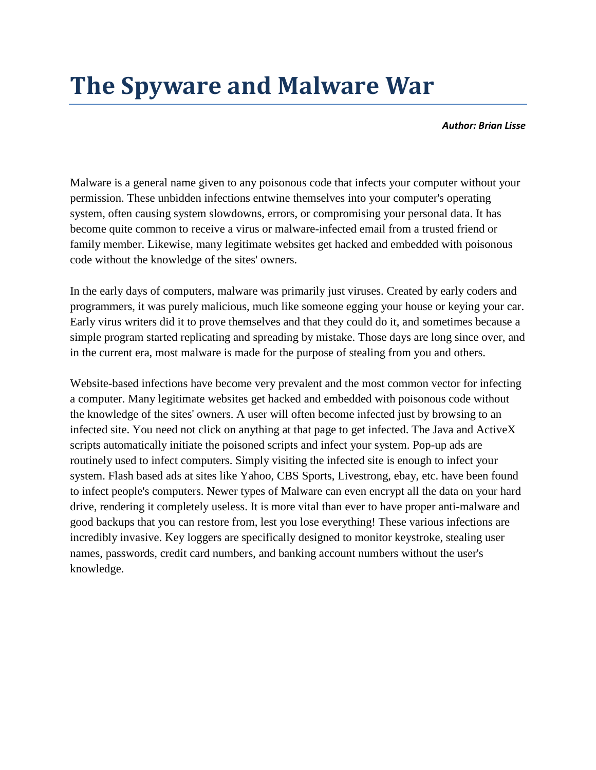# The Spyware and Malware War

***Author: Brian Lisse***

Malware is a general name given to any poisonous code that infects your computer without your permission. These unbidden infections entwine themselves into your computer's operating system, often causing system slowdowns, errors, or compromising your personal data. It has become quite common to receive a virus or malware-infected email from a trusted friend or family member. Likewise, many legitimate websites get hacked and embedded with poisonous code without the knowledge of the sites' owners.

In the early days of computers, malware was primarily just viruses. Created by early coders and programmers, it was purely malicious, much like someone egging your house or keying your car. Early virus writers did it to prove themselves and that they could do it, and sometimes because a simple program started replicating and spreading by mistake. Those days are long since over, and in the current era, most malware is made for the purpose of stealing from you and others.

Website-based infections have become very prevalent and the most common vector for infecting a computer. Many legitimate websites get hacked and embedded with poisonous code without the knowledge of the sites' owners. A user will often become infected just by browsing to an infected site. You need not click on anything at that page to get infected. The Java and ActiveX scripts automatically initiate the poisoned scripts and infect your system. Pop-up ads are routinely used to infect computers. Simply visiting the infected site is enough to infect your system. Flash based ads at sites like Yahoo, CBS Sports, Livestrong, ebay, etc. have been found to infect people's computers. Newer types of Malware can even encrypt all the data on your hard drive, rendering it completely useless. It is more vital than ever to have proper anti-malware and good backups that you can restore from, lest you lose everything! These various infections are incredibly invasive. Key loggers are specifically designed to monitor keystroke, stealing user names, passwords, credit card numbers, and banking account numbers without the user's knowledge.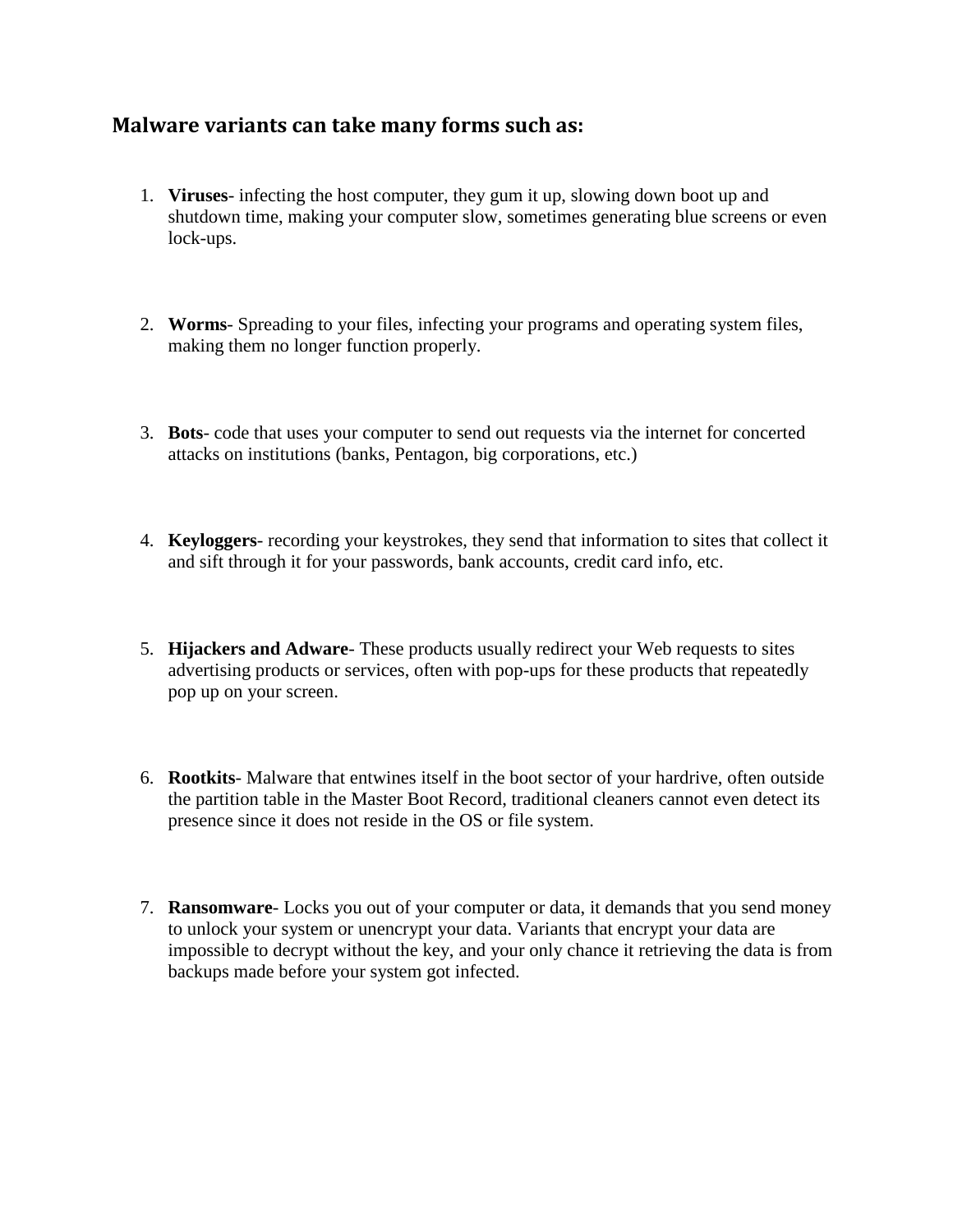## Malware variants can take many forms such as:

1. **Viruses**- infecting the host computer, they gum it up, slowing down boot up and shutdown time, making your computer slow, sometimes generating blue screens or even lock-ups.

2. **Worms**- Spreading to your files, infecting your programs and operating system files, making them no longer function properly.

3. **Bots**- code that uses your computer to send out requests via the internet for concerted attacks on institutions (banks, Pentagon, big corporations, etc.)

4. **Keyloggers**- recording your keystrokes, they send that information to sites that collect it and sift through it for your passwords, bank accounts, credit card info, etc.

5. **Hijackers and Adware**- These products usually redirect your Web requests to sites advertising products or services, often with pop-ups for these products that repeatedly pop up on your screen.

6. **Rootkits**- Malware that entwines itself in the boot sector of your hardrive, often outside the partition table in the Master Boot Record, traditional cleaners cannot even detect its presence since it does not reside in the OS or file system.

7. **Ransomware**- Locks you out of your computer or data, it demands that you send money to unlock your system or unencrypt your data. Variants that encrypt your data are impossible to decrypt without the key, and your only chance it retrieving the data is from backups made before your system got infected.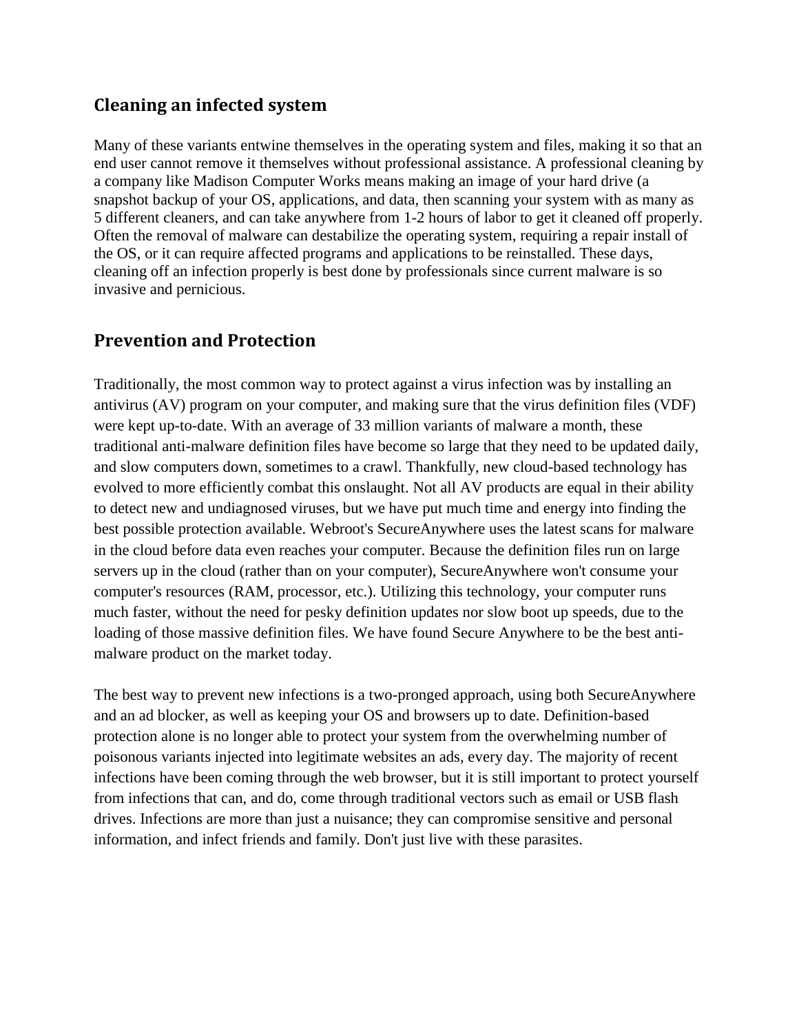## Cleaning an infected system

Many of these variants entwine themselves in the operating system and files, making it so that an end user cannot remove it themselves without professional assistance. A professional cleaning by a company like Madison Computer Works means making an image of your hard drive (a snapshot backup of your OS, applications, and data, then scanning your system with as many as 5 different cleaners, and can take anywhere from 1-2 hours of labor to get it cleaned off properly. Often the removal of malware can destabilize the operating system, requiring a repair install of the OS, or it can require affected programs and applications to be reinstalled. These days, cleaning off an infection properly is best done by professionals since current malware is so invasive and pernicious.

## Prevention and Protection

Traditionally, the most common way to protect against a virus infection was by installing an antivirus (AV) program on your computer, and making sure that the virus definition files (VDF) were kept up-to-date. With an average of 33 million variants of malware a month, these traditional anti-malware definition files have become so large that they need to be updated daily, and slow computers down, sometimes to a crawl. Thankfully, new cloud-based technology has evolved to more efficiently combat this onslaught. Not all AV products are equal in their ability to detect new and undiagnosed viruses, but we have put much time and energy into finding the best possible protection available. Webroot's SecureAnywhere uses the latest scans for malware in the cloud before data even reaches your computer. Because the definition files run on large servers up in the cloud (rather than on your computer), SecureAnywhere won't consume your computer's resources (RAM, processor, etc.). Utilizing this technology, your computer runs much faster, without the need for pesky definition updates nor slow boot up speeds, due to the loading of those massive definition files. We have found Secure Anywhere to be the best anti-malware product on the market today.

The best way to prevent new infections is a two-pronged approach, using both SecureAnywhere and an ad blocker, as well as keeping your OS and browsers up to date. Definition-based protection alone is no longer able to protect your system from the overwhelming number of poisonous variants injected into legitimate websites an ads, every day. The majority of recent infections have been coming through the web browser, but it is still important to protect yourself from infections that can, and do, come through traditional vectors such as email or USB flash drives. Infections are more than just a nuisance; they can compromise sensitive and personal information, and infect friends and family. Don't just live with these parasites.